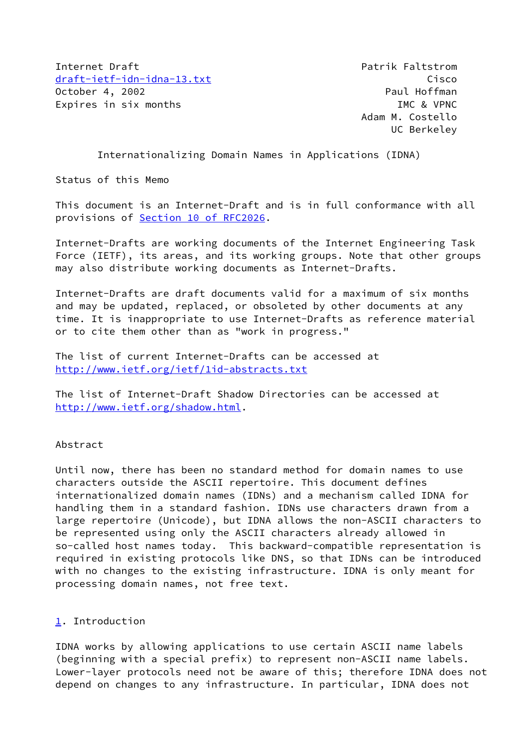Internet Draft                                    Patrik Faltstrom
draft-ietf-idn-idna-13.txt                                   Cisco
October 4, 2002                                        Paul Hoffman
Expires in six months                                   IMC & VPNC
                                                  Adam M. Costello
                                                       UC Berkeley

# Internationalizing Domain Names in Applications (IDNA)

## Status of this Memo

This document is an Internet-Draft and is in full conformance with all provisions of Section 10 of RFC2026.

Internet-Drafts are working documents of the Internet Engineering Task Force (IETF), its areas, and its working groups. Note that other groups may also distribute working documents as Internet-Drafts.

Internet-Drafts are draft documents valid for a maximum of six months and may be updated, replaced, or obsoleted by other documents at any time. It is inappropriate to use Internet-Drafts as reference material or to cite them other than as "work in progress."

The list of current Internet-Drafts can be accessed at http://www.ietf.org/ietf/1id-abstracts.txt

The list of Internet-Draft Shadow Directories can be accessed at http://www.ietf.org/shadow.html.

## Abstract

Until now, there has been no standard method for domain names to use characters outside the ASCII repertoire. This document defines internationalized domain names (IDNs) and a mechanism called IDNA for handling them in a standard fashion. IDNs use characters drawn from a large repertoire (Unicode), but IDNA allows the non-ASCII characters to be represented using only the ASCII characters already allowed in so-called host names today. This backward-compatible representation is required in existing protocols like DNS, so that IDNs can be introduced with no changes to the existing infrastructure. IDNA is only meant for processing domain names, not free text.

## 1. Introduction

IDNA works by allowing applications to use certain ASCII name labels (beginning with a special prefix) to represent non-ASCII name labels. Lower-layer protocols need not be aware of this; therefore IDNA does not depend on changes to any infrastructure. In particular, IDNA does not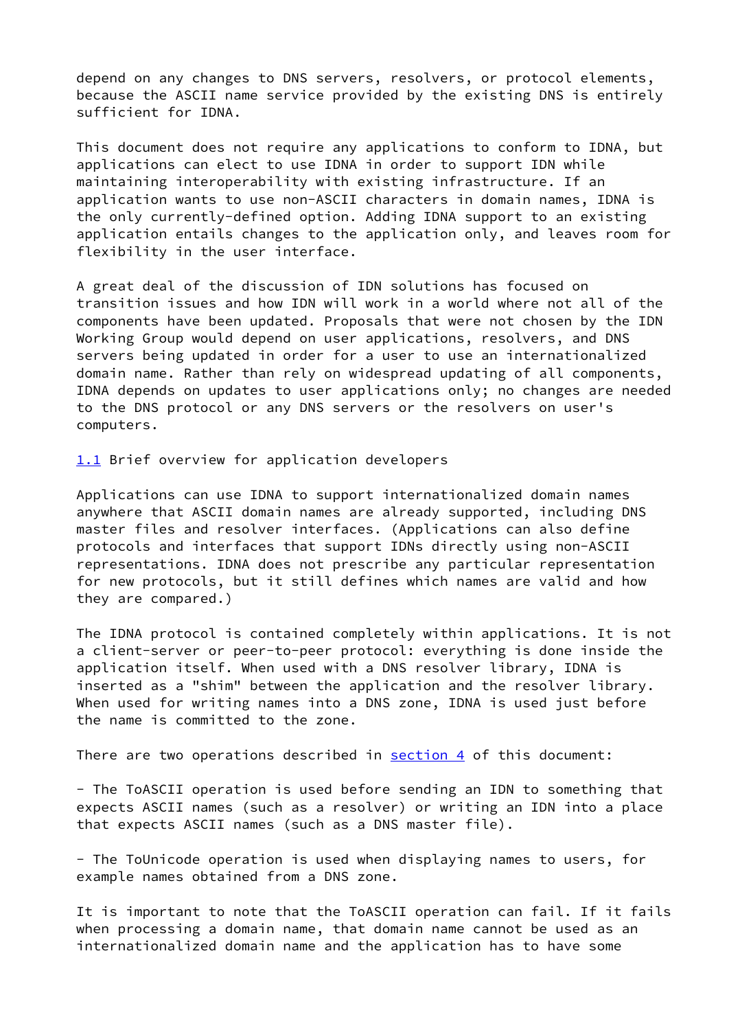depend on any changes to DNS servers, resolvers, or protocol elements, because the ASCII name service provided by the existing DNS is entirely sufficient for IDNA.

This document does not require any applications to conform to IDNA, but applications can elect to use IDNA in order to support IDN while maintaining interoperability with existing infrastructure. If an application wants to use non-ASCII characters in domain names, IDNA is the only currently-defined option. Adding IDNA support to an existing application entails changes to the application only, and leaves room for flexibility in the user interface.

A great deal of the discussion of IDN solutions has focused on transition issues and how IDN will work in a world where not all of the components have been updated. Proposals that were not chosen by the IDN Working Group would depend on user applications, resolvers, and DNS servers being updated in order for a user to use an internationalized domain name. Rather than rely on widespread updating of all components, IDNA depends on updates to user applications only; no changes are needed to the DNS protocol or any DNS servers or the resolvers on user's computers.

## 1.1 Brief overview for application developers

Applications can use IDNA to support internationalized domain names anywhere that ASCII domain names are already supported, including DNS master files and resolver interfaces. (Applications can also define protocols and interfaces that support IDNs directly using non-ASCII representations. IDNA does not prescribe any particular representation for new protocols, but it still defines which names are valid and how they are compared.)

The IDNA protocol is contained completely within applications. It is not a client-server or peer-to-peer protocol: everything is done inside the application itself. When used with a DNS resolver library, IDNA is inserted as a "shim" between the application and the resolver library. When used for writing names into a DNS zone, IDNA is used just before the name is committed to the zone.

There are two operations described in section 4 of this document:

- The ToASCII operation is used before sending an IDN to something that expects ASCII names (such as a resolver) or writing an IDN into a place that expects ASCII names (such as a DNS master file).

- The ToUnicode operation is used when displaying names to users, for example names obtained from a DNS zone.

It is important to note that the ToASCII operation can fail. If it fails when processing a domain name, that domain name cannot be used as an internationalized domain name and the application has to have some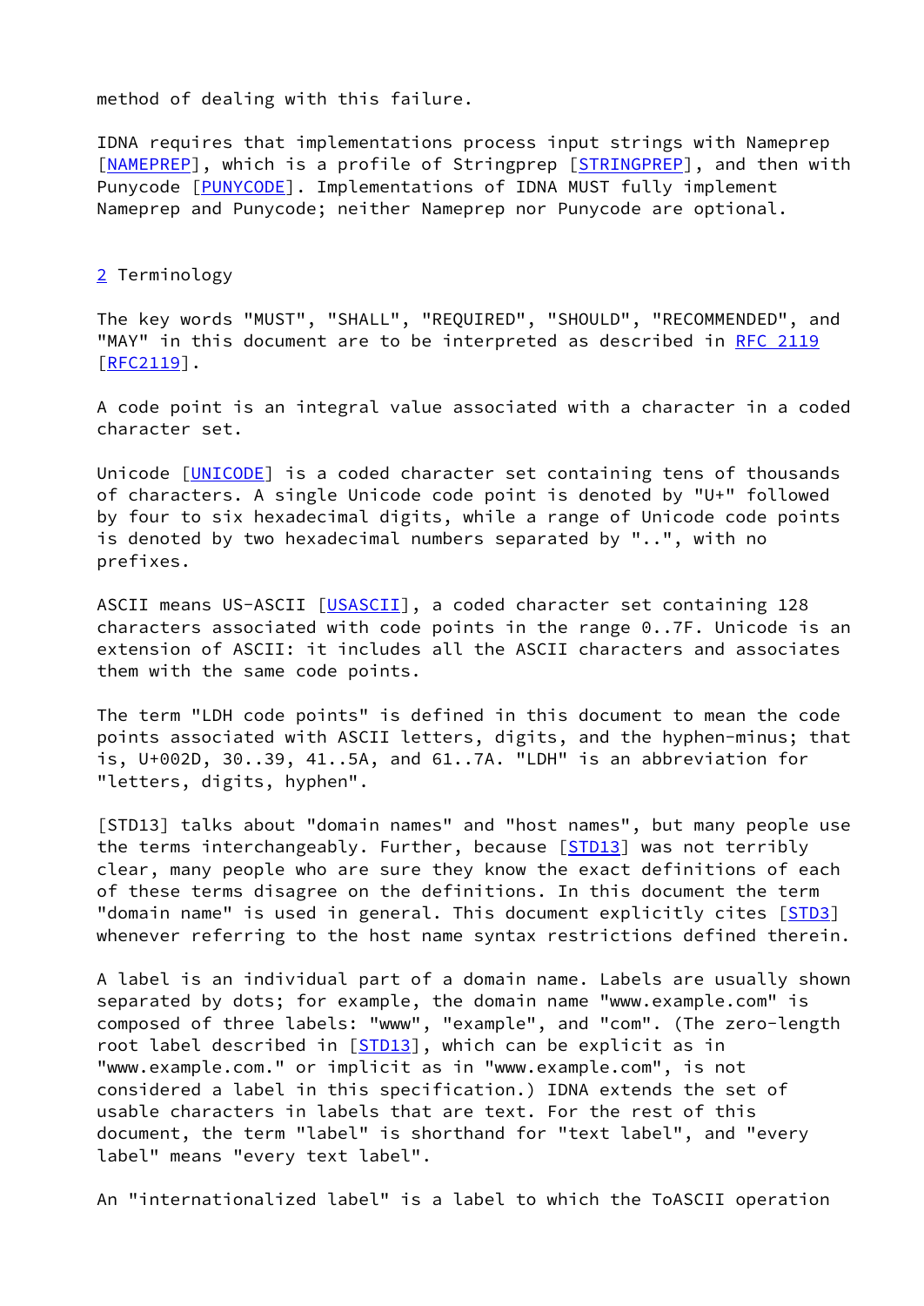method of dealing with this failure.

IDNA requires that implementations process input strings with Nameprep [NAMEPREP], which is a profile of Stringprep [STRINGPREP], and then with Punycode [PUNYCODE]. Implementations of IDNA MUST fully implement Nameprep and Punycode; neither Nameprep nor Punycode are optional.

## 2 Terminology

The key words "MUST", "SHALL", "REQUIRED", "SHOULD", "RECOMMENDED", and "MAY" in this document are to be interpreted as described in RFC 2119 [RFC2119].

A code point is an integral value associated with a character in a coded character set.

Unicode [UNICODE] is a coded character set containing tens of thousands of characters. A single Unicode code point is denoted by "U+" followed by four to six hexadecimal digits, while a range of Unicode code points is denoted by two hexadecimal numbers separated by "..", with no prefixes.

ASCII means US-ASCII [USASCII], a coded character set containing 128 characters associated with code points in the range 0..7F. Unicode is an extension of ASCII: it includes all the ASCII characters and associates them with the same code points.

The term "LDH code points" is defined in this document to mean the code points associated with ASCII letters, digits, and the hyphen-minus; that is, U+002D, 30..39, 41..5A, and 61..7A. "LDH" is an abbreviation for "letters, digits, hyphen".

[STD13] talks about "domain names" and "host names", but many people use the terms interchangeably. Further, because [STD13] was not terribly clear, many people who are sure they know the exact definitions of each of these terms disagree on the definitions. In this document the term "domain name" is used in general. This document explicitly cites [STD3] whenever referring to the host name syntax restrictions defined therein.

A label is an individual part of a domain name. Labels are usually shown separated by dots; for example, the domain name "www.example.com" is composed of three labels: "www", "example", and "com". (The zero-length root label described in [STD13], which can be explicit as in "www.example.com." or implicit as in "www.example.com", is not considered a label in this specification.) IDNA extends the set of usable characters in labels that are text. For the rest of this document, the term "label" is shorthand for "text label", and "every label" means "every text label".

An "internationalized label" is a label to which the ToASCII operation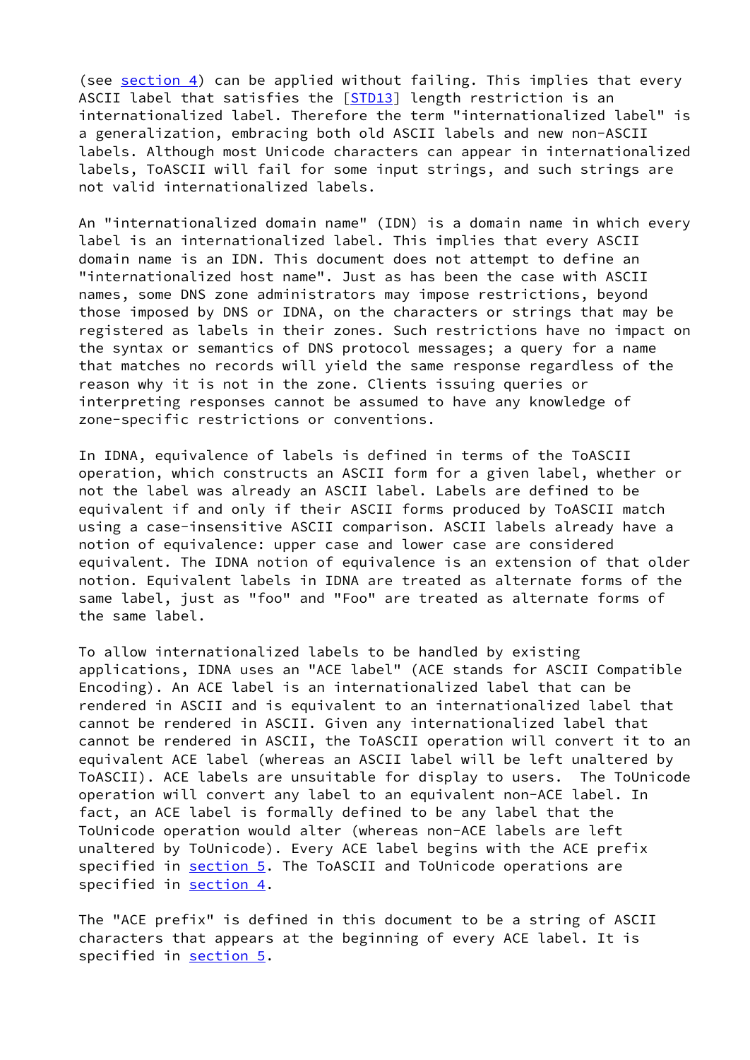(see section 4) can be applied without failing. This implies that every ASCII label that satisfies the [STD13] length restriction is an internationalized label. Therefore the term "internationalized label" is a generalization, embracing both old ASCII labels and new non-ASCII labels. Although most Unicode characters can appear in internationalized labels, ToASCII will fail for some input strings, and such strings are not valid internationalized labels.

An "internationalized domain name" (IDN) is a domain name in which every label is an internationalized label. This implies that every ASCII domain name is an IDN. This document does not attempt to define an "internationalized host name". Just as has been the case with ASCII names, some DNS zone administrators may impose restrictions, beyond those imposed by DNS or IDNA, on the characters or strings that may be registered as labels in their zones. Such restrictions have no impact on the syntax or semantics of DNS protocol messages; a query for a name that matches no records will yield the same response regardless of the reason why it is not in the zone. Clients issuing queries or interpreting responses cannot be assumed to have any knowledge of zone-specific restrictions or conventions.

In IDNA, equivalence of labels is defined in terms of the ToASCII operation, which constructs an ASCII form for a given label, whether or not the label was already an ASCII label. Labels are defined to be equivalent if and only if their ASCII forms produced by ToASCII match using a case-insensitive ASCII comparison. ASCII labels already have a notion of equivalence: upper case and lower case are considered equivalent. The IDNA notion of equivalence is an extension of that older notion. Equivalent labels in IDNA are treated as alternate forms of the same label, just as "foo" and "Foo" are treated as alternate forms of the same label.

To allow internationalized labels to be handled by existing applications, IDNA uses an "ACE label" (ACE stands for ASCII Compatible Encoding). An ACE label is an internationalized label that can be rendered in ASCII and is equivalent to an internationalized label that cannot be rendered in ASCII. Given any internationalized label that cannot be rendered in ASCII, the ToASCII operation will convert it to an equivalent ACE label (whereas an ASCII label will be left unaltered by ToASCII). ACE labels are unsuitable for display to users. The ToUnicode operation will convert any label to an equivalent non-ACE label. In fact, an ACE label is formally defined to be any label that the ToUnicode operation would alter (whereas non-ACE labels are left unaltered by ToUnicode). Every ACE label begins with the ACE prefix specified in section 5. The ToASCII and ToUnicode operations are specified in section 4.

The "ACE prefix" is defined in this document to be a string of ASCII characters that appears at the beginning of every ACE label. It is specified in section 5.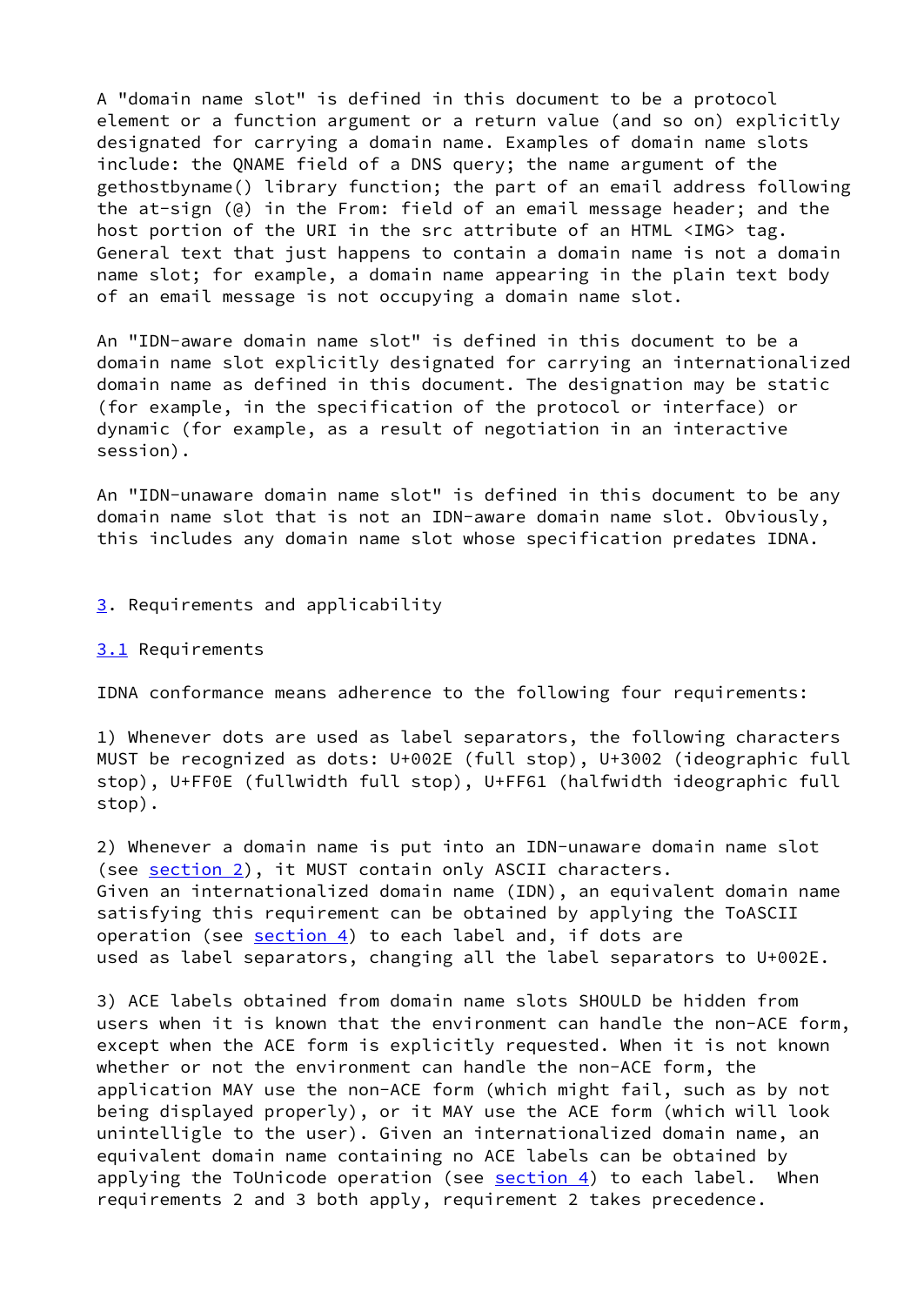A "domain name slot" is defined in this document to be a protocol element or a function argument or a return value (and so on) explicitly designated for carrying a domain name. Examples of domain name slots include: the QNAME field of a DNS query; the name argument of the gethostbyname() library function; the part of an email address following the at-sign (@) in the From: field of an email message header; and the host portion of the URI in the src attribute of an HTML <IMG> tag. General text that just happens to contain a domain name is not a domain name slot; for example, a domain name appearing in the plain text body of an email message is not occupying a domain name slot.

An "IDN-aware domain name slot" is defined in this document to be a domain name slot explicitly designated for carrying an internationalized domain name as defined in this document. The designation may be static (for example, in the specification of the protocol or interface) or dynamic (for example, as a result of negotiation in an interactive session).

An "IDN-unaware domain name slot" is defined in this document to be any domain name slot that is not an IDN-aware domain name slot. Obviously, this includes any domain name slot whose specification predates IDNA.

## 3. Requirements and applicability

### 3.1 Requirements

IDNA conformance means adherence to the following four requirements:

1) Whenever dots are used as label separators, the following characters MUST be recognized as dots: U+002E (full stop), U+3002 (ideographic full stop), U+FF0E (fullwidth full stop), U+FF61 (halfwidth ideographic full stop).

2) Whenever a domain name is put into an IDN-unaware domain name slot (see section 2), it MUST contain only ASCII characters. Given an internationalized domain name (IDN), an equivalent domain name satisfying this requirement can be obtained by applying the ToASCII operation (see section 4) to each label and, if dots are used as label separators, changing all the label separators to U+002E.

3) ACE labels obtained from domain name slots SHOULD be hidden from users when it is known that the environment can handle the non-ACE form, except when the ACE form is explicitly requested. When it is not known whether or not the environment can handle the non-ACE form, the application MAY use the non-ACE form (which might fail, such as by not being displayed properly), or it MAY use the ACE form (which will look unintelligle to the user). Given an internationalized domain name, an equivalent domain name containing no ACE labels can be obtained by applying the ToUnicode operation (see section 4) to each label. When requirements 2 and 3 both apply, requirement 2 takes precedence.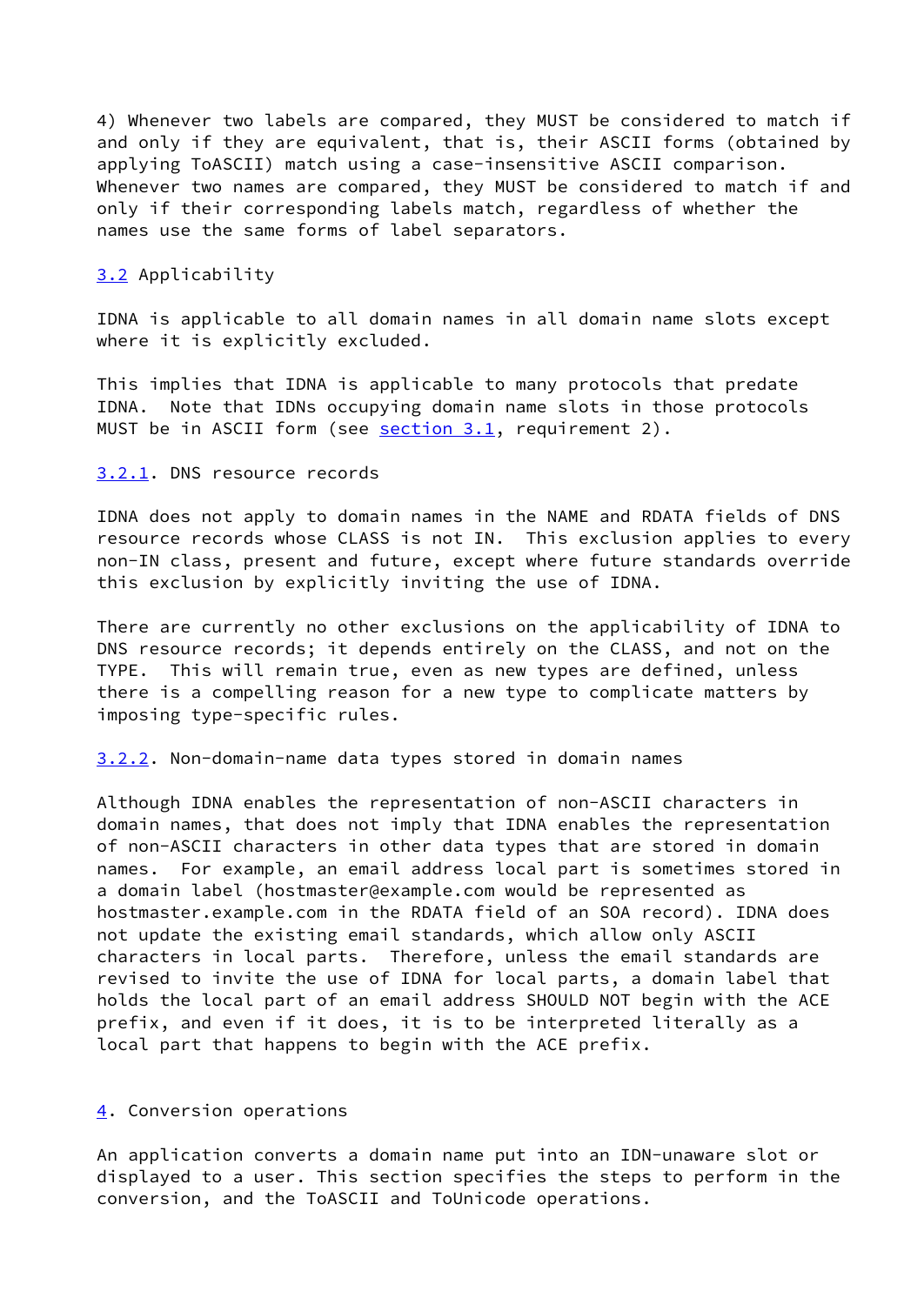4) Whenever two labels are compared, they MUST be considered to match if and only if they are equivalent, that is, their ASCII forms (obtained by applying ToASCII) match using a case-insensitive ASCII comparison. Whenever two names are compared, they MUST be considered to match if and only if their corresponding labels match, regardless of whether the names use the same forms of label separators.

## 3.2 Applicability

IDNA is applicable to all domain names in all domain name slots except where it is explicitly excluded.

This implies that IDNA is applicable to many protocols that predate IDNA. Note that IDNs occupying domain name slots in those protocols MUST be in ASCII form (see section 3.1, requirement 2).

### 3.2.1. DNS resource records

IDNA does not apply to domain names in the NAME and RDATA fields of DNS resource records whose CLASS is not IN. This exclusion applies to every non-IN class, present and future, except where future standards override this exclusion by explicitly inviting the use of IDNA.

There are currently no other exclusions on the applicability of IDNA to DNS resource records; it depends entirely on the CLASS, and not on the TYPE. This will remain true, even as new types are defined, unless there is a compelling reason for a new type to complicate matters by imposing type-specific rules.

### 3.2.2. Non-domain-name data types stored in domain names

Although IDNA enables the representation of non-ASCII characters in domain names, that does not imply that IDNA enables the representation of non-ASCII characters in other data types that are stored in domain names. For example, an email address local part is sometimes stored in a domain label (hostmaster@example.com would be represented as hostmaster.example.com in the RDATA field of an SOA record). IDNA does not update the existing email standards, which allow only ASCII characters in local parts. Therefore, unless the email standards are revised to invite the use of IDNA for local parts, a domain label that holds the local part of an email address SHOULD NOT begin with the ACE prefix, and even if it does, it is to be interpreted literally as a local part that happens to begin with the ACE prefix.

# 4. Conversion operations

An application converts a domain name put into an IDN-unaware slot or displayed to a user. This section specifies the steps to perform in the conversion, and the ToASCII and ToUnicode operations.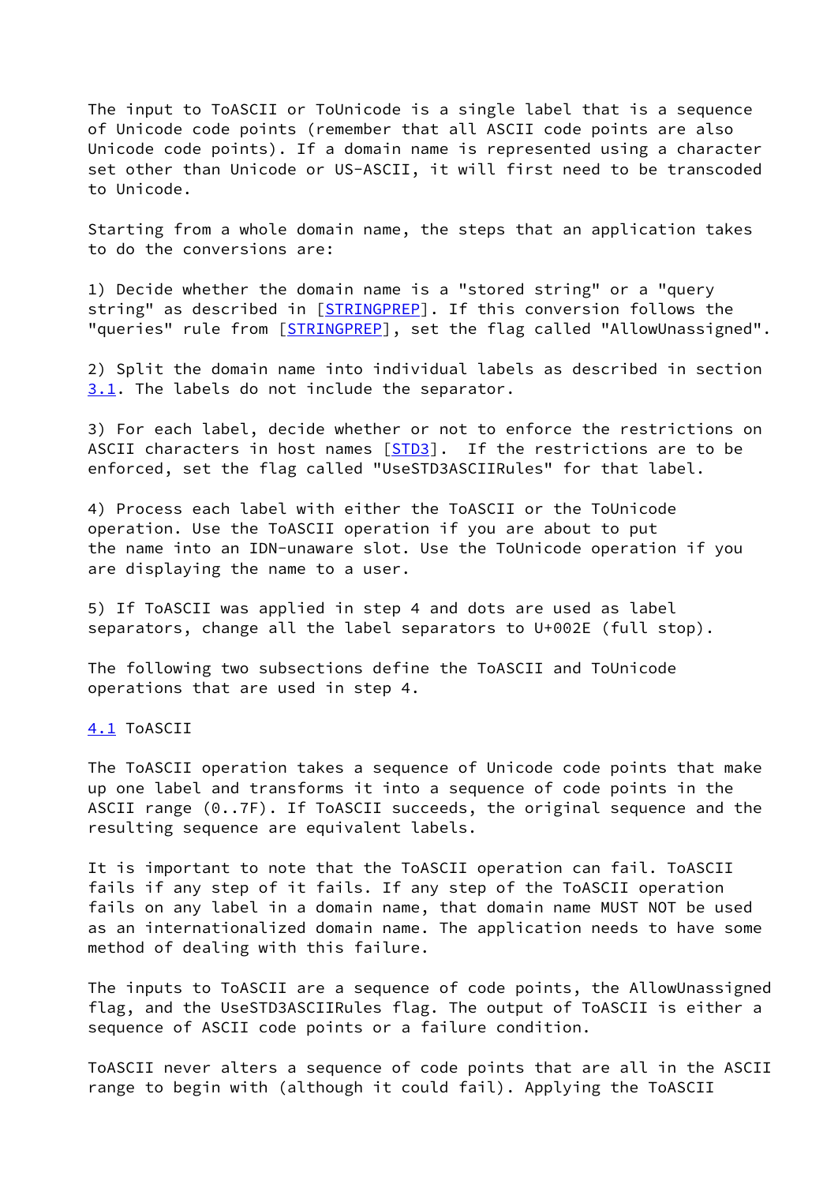The input to ToASCII or ToUnicode is a single label that is a sequence of Unicode code points (remember that all ASCII code points are also Unicode code points). If a domain name is represented using a character set other than Unicode or US-ASCII, it will first need to be transcoded to Unicode.

Starting from a whole domain name, the steps that an application takes to do the conversions are:

1) Decide whether the domain name is a "stored string" or a "query string" as described in [STRINGPREP]. If this conversion follows the "queries" rule from [STRINGPREP], set the flag called "AllowUnassigned".

2) Split the domain name into individual labels as described in section 3.1. The labels do not include the separator.

3) For each label, decide whether or not to enforce the restrictions on ASCII characters in host names [STD3]. If the restrictions are to be enforced, set the flag called "UseSTD3ASCIIRules" for that label.

4) Process each label with either the ToASCII or the ToUnicode operation. Use the ToASCII operation if you are about to put the name into an IDN-unaware slot. Use the ToUnicode operation if you are displaying the name to a user.

5) If ToASCII was applied in step 4 and dots are used as label separators, change all the label separators to U+002E (full stop).

The following two subsections define the ToASCII and ToUnicode operations that are used in step 4.

## 4.1 ToASCII

The ToASCII operation takes a sequence of Unicode code points that make up one label and transforms it into a sequence of code points in the ASCII range (0..7F). If ToASCII succeeds, the original sequence and the resulting sequence are equivalent labels.

It is important to note that the ToASCII operation can fail. ToASCII fails if any step of it fails. If any step of the ToASCII operation fails on any label in a domain name, that domain name MUST NOT be used as an internationalized domain name. The application needs to have some method of dealing with this failure.

The inputs to ToASCII are a sequence of code points, the AllowUnassigned flag, and the UseSTD3ASCIIRules flag. The output of ToASCII is either a sequence of ASCII code points or a failure condition.

ToASCII never alters a sequence of code points that are all in the ASCII range to begin with (although it could fail). Applying the ToASCII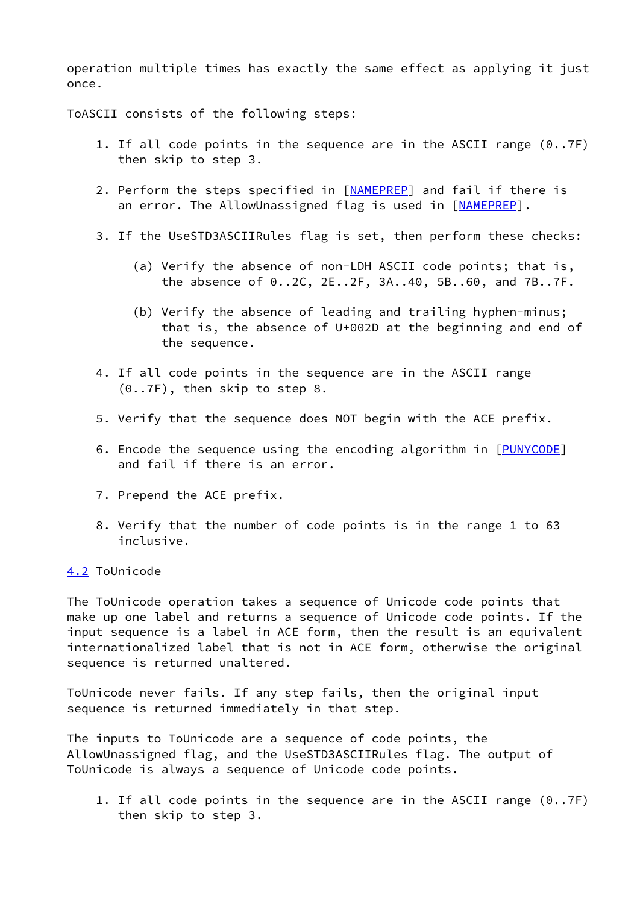operation multiple times has exactly the same effect as applying it just once.

ToASCII consists of the following steps:

1. If all code points in the sequence are in the ASCII range (0..7F) then skip to step 3.

2. Perform the steps specified in [NAMEPREP] and fail if there is an error. The AllowUnassigned flag is used in [NAMEPREP].

3. If the UseSTD3ASCIIRules flag is set, then perform these checks:

   (a) Verify the absence of non-LDH ASCII code points; that is, the absence of 0..2C, 2E..2F, 3A..40, 5B..60, and 7B..7F.

   (b) Verify the absence of leading and trailing hyphen-minus; that is, the absence of U+002D at the beginning and end of the sequence.

4. If all code points in the sequence are in the ASCII range (0..7F), then skip to step 8.

5. Verify that the sequence does NOT begin with the ACE prefix.

6. Encode the sequence using the encoding algorithm in [PUNYCODE] and fail if there is an error.

7. Prepend the ACE prefix.

8. Verify that the number of code points is in the range 1 to 63 inclusive.

## 4.2 ToUnicode

The ToUnicode operation takes a sequence of Unicode code points that make up one label and returns a sequence of Unicode code points. If the input sequence is a label in ACE form, then the result is an equivalent internationalized label that is not in ACE form, otherwise the original sequence is returned unaltered.

ToUnicode never fails. If any step fails, then the original input sequence is returned immediately in that step.

The inputs to ToUnicode are a sequence of code points, the AllowUnassigned flag, and the UseSTD3ASCIIRules flag. The output of ToUnicode is always a sequence of Unicode code points.

1. If all code points in the sequence are in the ASCII range (0..7F) then skip to step 3.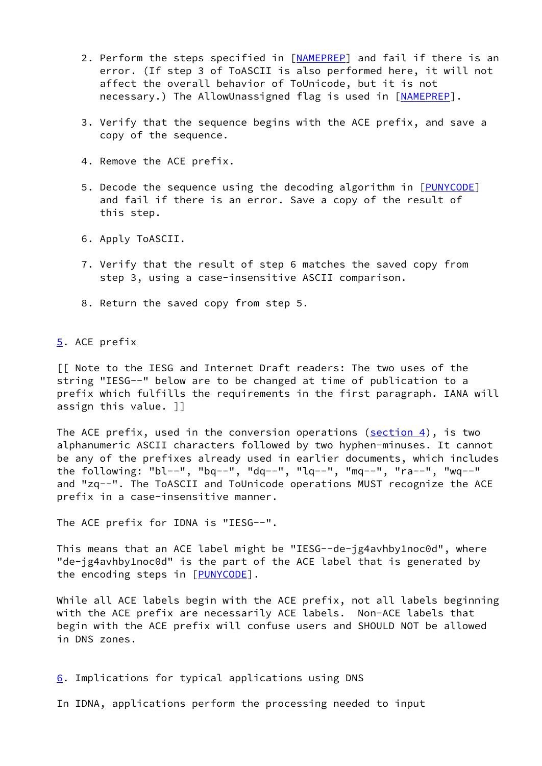2. Perform the steps specified in [NAMEPREP] and fail if there is an error. (If step 3 of ToASCII is also performed here, it will not affect the overall behavior of ToUnicode, but it is not necessary.) The AllowUnassigned flag is used in [NAMEPREP].

3. Verify that the sequence begins with the ACE prefix, and save a copy of the sequence.

4. Remove the ACE prefix.

5. Decode the sequence using the decoding algorithm in [PUNYCODE] and fail if there is an error. Save a copy of the result of this step.

6. Apply ToASCII.

7. Verify that the result of step 6 matches the saved copy from step 3, using a case-insensitive ASCII comparison.

8. Return the saved copy from step 5.

## 5. ACE prefix

[[ Note to the IESG and Internet Draft readers: The two uses of the string "IESG--" below are to be changed at time of publication to a prefix which fulfills the requirements in the first paragraph. IANA will assign this value. ]]

The ACE prefix, used in the conversion operations (section 4), is two alphanumeric ASCII characters followed by two hyphen-minuses. It cannot be any of the prefixes already used in earlier documents, which includes the following: "bl--", "bq--", "dq--", "lq--", "mq--", "ra--", "wq--" and "zq--". The ToASCII and ToUnicode operations MUST recognize the ACE prefix in a case-insensitive manner.

The ACE prefix for IDNA is "IESG--".

This means that an ACE label might be "IESG--de-jg4avhby1noc0d", where "de-jg4avhby1noc0d" is the part of the ACE label that is generated by the encoding steps in [PUNYCODE].

While all ACE labels begin with the ACE prefix, not all labels beginning with the ACE prefix are necessarily ACE labels. Non-ACE labels that begin with the ACE prefix will confuse users and SHOULD NOT be allowed in DNS zones.

## 6. Implications for typical applications using DNS

In IDNA, applications perform the processing needed to input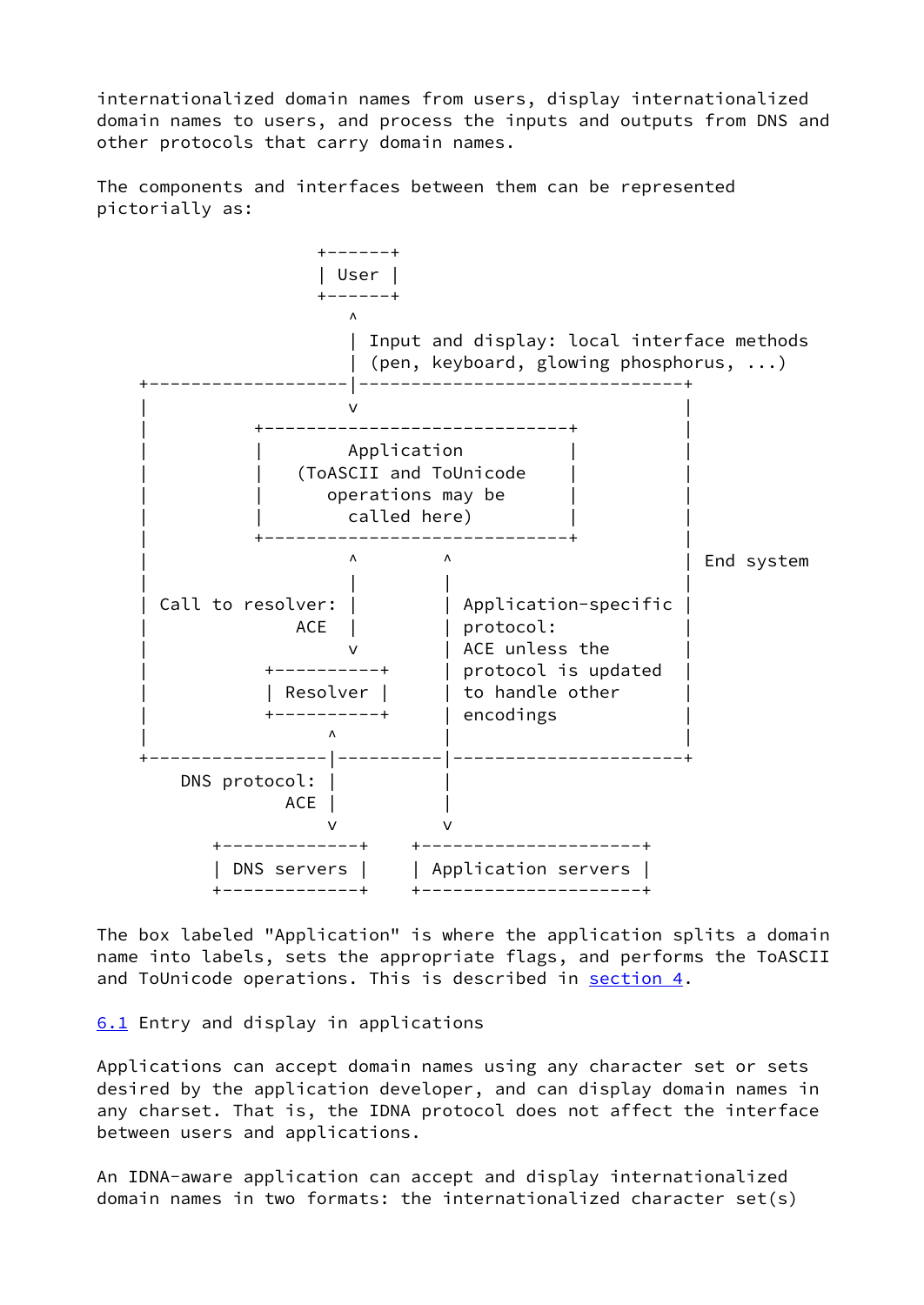internationalized domain names from users, display internationalized domain names to users, and process the inputs and outputs from DNS and other protocols that carry domain names.

The components and interfaces between them can be represented pictorially as:

```
                     +------+
                     | User |
                     +------+
                        ^
                        | Input and display: local interface methods
                        | (pen, keyboard, glowing phosphorus, ...)
     +------------------|------------------------------+
     |                  v                              |
     |          +-----------------------------+        |
     |          |        Application          |        |
     |          |   (ToASCII and ToUnicode    |        |
     |          |      operations may be      |        |
     |          |        called here)         |        |
     |          +-----------------------------+        |
     |                  ^        ^                     | End system
     |                  |        |                     |
     | Call to resolver: |        | Application-specific |
     |             ACE  |        | protocol:            |
     |                  v        | ACE unless the       |
     |           +----------+    | protocol is updated  |
     |           | Resolver |    | to handle other      |
     |           +----------+    | encodings            |
     |                ^          |                     |
     +----------------|----------|---------------------+
         DNS protocol: |          |
                  ACE |          |
                      v          v
           +-------------+    +---------------------+
           | DNS servers |    | Application servers |
           +-------------+    +---------------------+
```

The box labeled "Application" is where the application splits a domain name into labels, sets the appropriate flags, and performs the ToASCII and ToUnicode operations. This is described in section 4.

6.1 Entry and display in applications

Applications can accept domain names using any character set or sets desired by the application developer, and can display domain names in any charset. That is, the IDNA protocol does not affect the interface between users and applications.

An IDNA-aware application can accept and display internationalized domain names in two formats: the internationalized character set(s)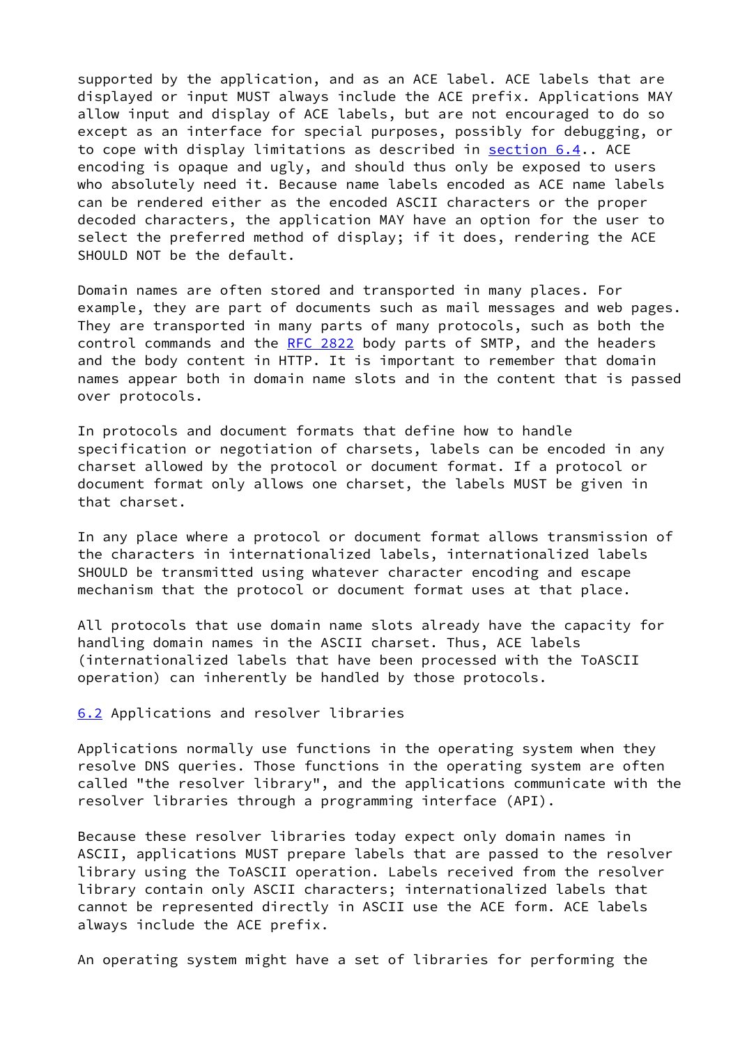supported by the application, and as an ACE label. ACE labels that are displayed or input MUST always include the ACE prefix. Applications MAY allow input and display of ACE labels, but are not encouraged to do so except as an interface for special purposes, possibly for debugging, or to cope with display limitations as described in section 6.4.. ACE encoding is opaque and ugly, and should thus only be exposed to users who absolutely need it. Because name labels encoded as ACE name labels can be rendered either as the encoded ASCII characters or the proper decoded characters, the application MAY have an option for the user to select the preferred method of display; if it does, rendering the ACE SHOULD NOT be the default.

Domain names are often stored and transported in many places. For example, they are part of documents such as mail messages and web pages. They are transported in many parts of many protocols, such as both the control commands and the RFC 2822 body parts of SMTP, and the headers and the body content in HTTP. It is important to remember that domain names appear both in domain name slots and in the content that is passed over protocols.

In protocols and document formats that define how to handle specification or negotiation of charsets, labels can be encoded in any charset allowed by the protocol or document format. If a protocol or document format only allows one charset, the labels MUST be given in that charset.

In any place where a protocol or document format allows transmission of the characters in internationalized labels, internationalized labels SHOULD be transmitted using whatever character encoding and escape mechanism that the protocol or document format uses at that place.

All protocols that use domain name slots already have the capacity for handling domain names in the ASCII charset. Thus, ACE labels (internationalized labels that have been processed with the ToASCII operation) can inherently be handled by those protocols.

## 6.2 Applications and resolver libraries

Applications normally use functions in the operating system when they resolve DNS queries. Those functions in the operating system are often called "the resolver library", and the applications communicate with the resolver libraries through a programming interface (API).

Because these resolver libraries today expect only domain names in ASCII, applications MUST prepare labels that are passed to the resolver library using the ToASCII operation. Labels received from the resolver library contain only ASCII characters; internationalized labels that cannot be represented directly in ASCII use the ACE form. ACE labels always include the ACE prefix.

An operating system might have a set of libraries for performing the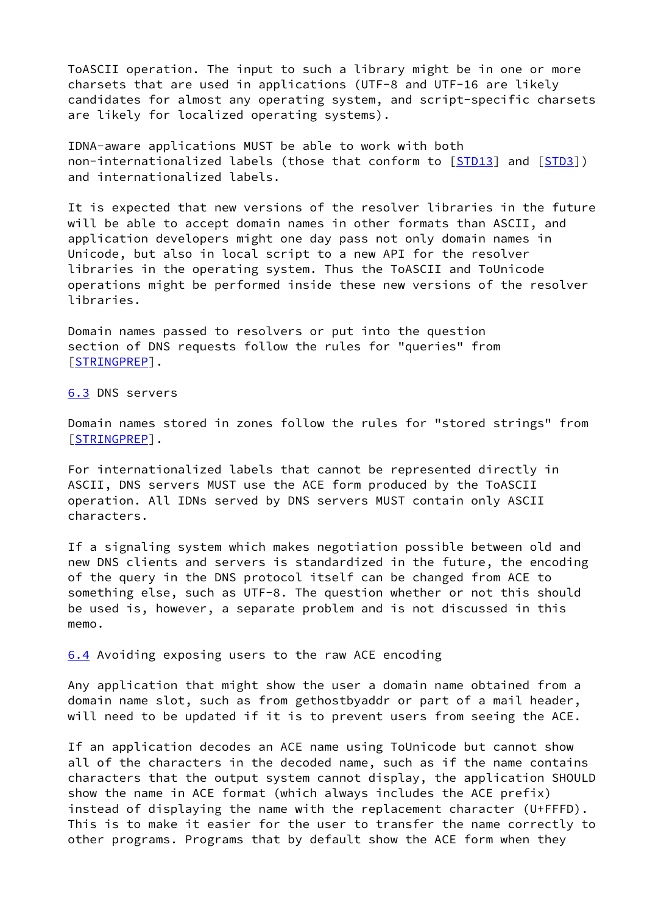ToASCII operation. The input to such a library might be in one or more charsets that are used in applications (UTF-8 and UTF-16 are likely candidates for almost any operating system, and script-specific charsets are likely for localized operating systems).

IDNA-aware applications MUST be able to work with both non-internationalized labels (those that conform to [STD13] and [STD3]) and internationalized labels.

It is expected that new versions of the resolver libraries in the future will be able to accept domain names in other formats than ASCII, and application developers might one day pass not only domain names in Unicode, but also in local script to a new API for the resolver libraries in the operating system. Thus the ToASCII and ToUnicode operations might be performed inside these new versions of the resolver libraries.

Domain names passed to resolvers or put into the question section of DNS requests follow the rules for "queries" from [STRINGPREP].

### 6.3 DNS servers

Domain names stored in zones follow the rules for "stored strings" from [STRINGPREP].

For internationalized labels that cannot be represented directly in ASCII, DNS servers MUST use the ACE form produced by the ToASCII operation. All IDNs served by DNS servers MUST contain only ASCII characters.

If a signaling system which makes negotiation possible between old and new DNS clients and servers is standardized in the future, the encoding of the query in the DNS protocol itself can be changed from ACE to something else, such as UTF-8. The question whether or not this should be used is, however, a separate problem and is not discussed in this memo.

### 6.4 Avoiding exposing users to the raw ACE encoding

Any application that might show the user a domain name obtained from a domain name slot, such as from gethostbyaddr or part of a mail header, will need to be updated if it is to prevent users from seeing the ACE.

If an application decodes an ACE name using ToUnicode but cannot show all of the characters in the decoded name, such as if the name contains characters that the output system cannot display, the application SHOULD show the name in ACE format (which always includes the ACE prefix) instead of displaying the name with the replacement character (U+FFFD). This is to make it easier for the user to transfer the name correctly to other programs. Programs that by default show the ACE form when they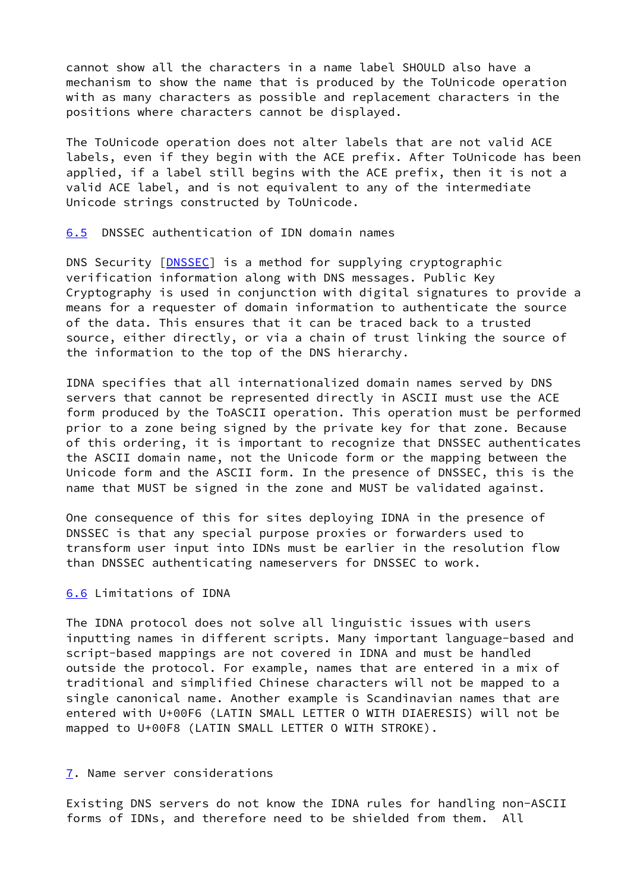cannot show all the characters in a name label SHOULD also have a mechanism to show the name that is produced by the ToUnicode operation with as many characters as possible and replacement characters in the positions where characters cannot be displayed.

The ToUnicode operation does not alter labels that are not valid ACE labels, even if they begin with the ACE prefix. After ToUnicode has been applied, if a label still begins with the ACE prefix, then it is not a valid ACE label, and is not equivalent to any of the intermediate Unicode strings constructed by ToUnicode.

### 6.5 DNSSEC authentication of IDN domain names

DNS Security [DNSSEC] is a method for supplying cryptographic verification information along with DNS messages. Public Key Cryptography is used in conjunction with digital signatures to provide a means for a requester of domain information to authenticate the source of the data. This ensures that it can be traced back to a trusted source, either directly, or via a chain of trust linking the source of the information to the top of the DNS hierarchy.

IDNA specifies that all internationalized domain names served by DNS servers that cannot be represented directly in ASCII must use the ACE form produced by the ToASCII operation. This operation must be performed prior to a zone being signed by the private key for that zone. Because of this ordering, it is important to recognize that DNSSEC authenticates the ASCII domain name, not the Unicode form or the mapping between the Unicode form and the ASCII form. In the presence of DNSSEC, this is the name that MUST be signed in the zone and MUST be validated against.

One consequence of this for sites deploying IDNA in the presence of DNSSEC is that any special purpose proxies or forwarders used to transform user input into IDNs must be earlier in the resolution flow than DNSSEC authenticating nameservers for DNSSEC to work.

### 6.6 Limitations of IDNA

The IDNA protocol does not solve all linguistic issues with users inputting names in different scripts. Many important language-based and script-based mappings are not covered in IDNA and must be handled outside the protocol. For example, names that are entered in a mix of traditional and simplified Chinese characters will not be mapped to a single canonical name. Another example is Scandinavian names that are entered with U+00F6 (LATIN SMALL LETTER O WITH DIAERESIS) will not be mapped to U+00F8 (LATIN SMALL LETTER O WITH STROKE).

## 7. Name server considerations

Existing DNS servers do not know the IDNA rules for handling non-ASCII forms of IDNs, and therefore need to be shielded from them. All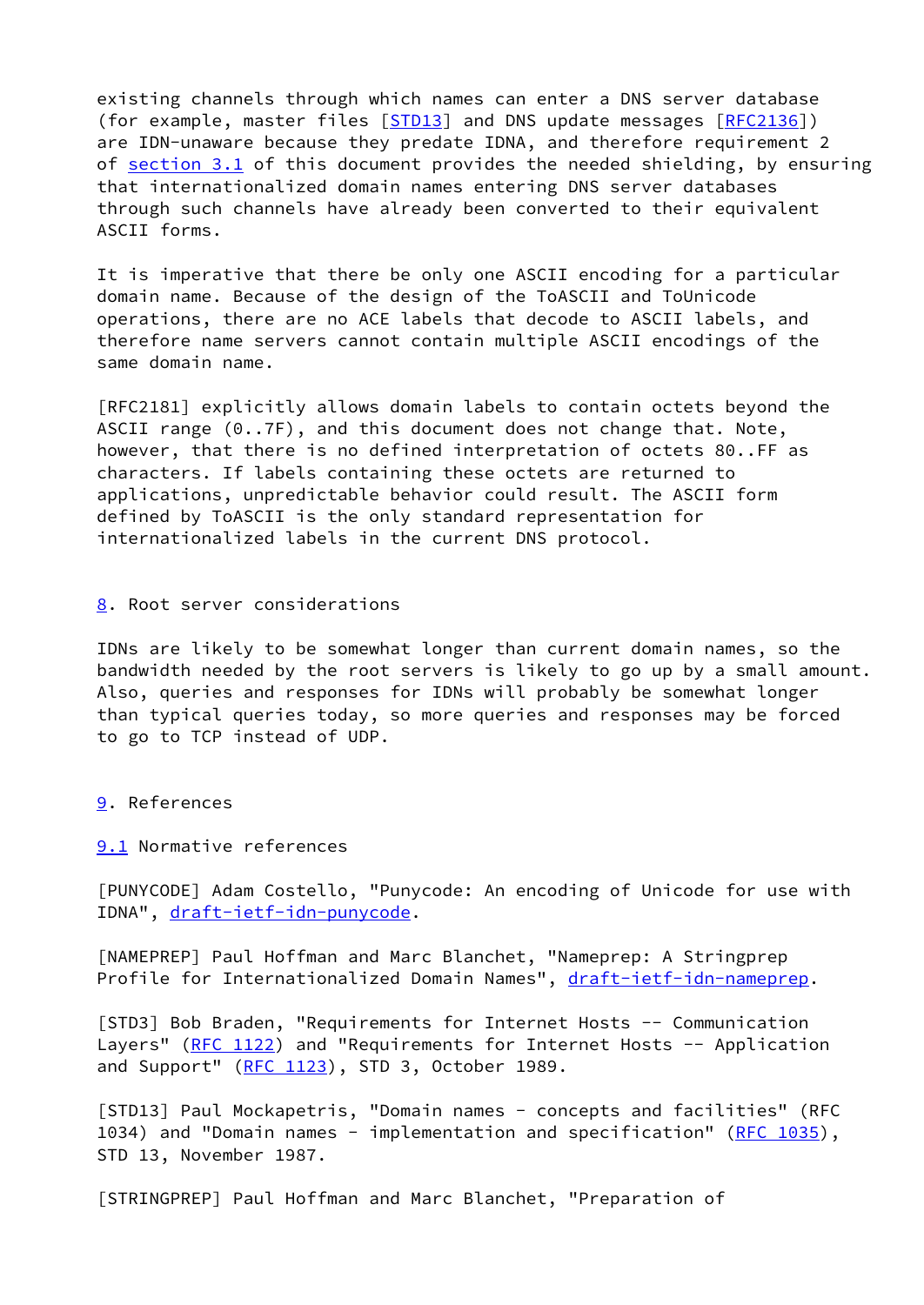existing channels through which names can enter a DNS server database (for example, master files [STD13] and DNS update messages [RFC2136]) are IDN-unaware because they predate IDNA, and therefore requirement 2 of section 3.1 of this document provides the needed shielding, by ensuring that internationalized domain names entering DNS server databases through such channels have already been converted to their equivalent ASCII forms.

It is imperative that there be only one ASCII encoding for a particular domain name. Because of the design of the ToASCII and ToUnicode operations, there are no ACE labels that decode to ASCII labels, and therefore name servers cannot contain multiple ASCII encodings of the same domain name.

[RFC2181] explicitly allows domain labels to contain octets beyond the ASCII range (0..7F), and this document does not change that. Note, however, that there is no defined interpretation of octets 80..FF as characters. If labels containing these octets are returned to applications, unpredictable behavior could result. The ASCII form defined by ToASCII is the only standard representation for internationalized labels in the current DNS protocol.

## 8. Root server considerations

IDNs are likely to be somewhat longer than current domain names, so the bandwidth needed by the root servers is likely to go up by a small amount. Also, queries and responses for IDNs will probably be somewhat longer than typical queries today, so more queries and responses may be forced to go to TCP instead of UDP.

## 9. References

### 9.1 Normative references

[PUNYCODE] Adam Costello, "Punycode: An encoding of Unicode for use with IDNA", draft-ietf-idn-punycode.

[NAMEPREP] Paul Hoffman and Marc Blanchet, "Nameprep: A Stringprep Profile for Internationalized Domain Names", draft-ietf-idn-nameprep.

[STD3] Bob Braden, "Requirements for Internet Hosts -- Communication Layers" (RFC 1122) and "Requirements for Internet Hosts -- Application and Support" (RFC 1123), STD 3, October 1989.

[STD13] Paul Mockapetris, "Domain names - concepts and facilities" (RFC 1034) and "Domain names - implementation and specification" (RFC 1035), STD 13, November 1987.

[STRINGPREP] Paul Hoffman and Marc Blanchet, "Preparation of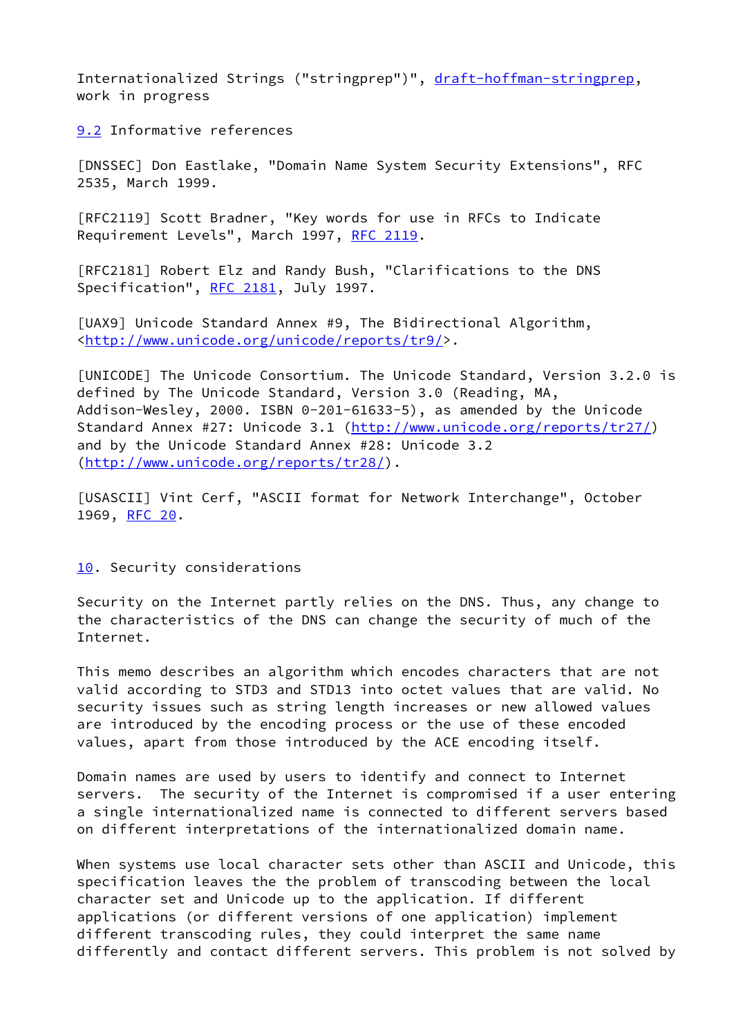Internationalized Strings ("stringprep")", draft-hoffman-stringprep, work in progress

## 9.2 Informative references

[DNSSEC] Don Eastlake, "Domain Name System Security Extensions", RFC 2535, March 1999.

[RFC2119] Scott Bradner, "Key words for use in RFCs to Indicate Requirement Levels", March 1997, RFC 2119.

[RFC2181] Robert Elz and Randy Bush, "Clarifications to the DNS Specification", RFC 2181, July 1997.

[UAX9] Unicode Standard Annex #9, The Bidirectional Algorithm, <http://www.unicode.org/unicode/reports/tr9/>.

[UNICODE] The Unicode Consortium. The Unicode Standard, Version 3.2.0 is defined by The Unicode Standard, Version 3.0 (Reading, MA, Addison-Wesley, 2000. ISBN 0-201-61633-5), as amended by the Unicode Standard Annex #27: Unicode 3.1 (http://www.unicode.org/reports/tr27/) and by the Unicode Standard Annex #28: Unicode 3.2 (http://www.unicode.org/reports/tr28/).

[USASCII] Vint Cerf, "ASCII format for Network Interchange", October 1969, RFC 20.

# 10. Security considerations

Security on the Internet partly relies on the DNS. Thus, any change to the characteristics of the DNS can change the security of much of the Internet.

This memo describes an algorithm which encodes characters that are not valid according to STD3 and STD13 into octet values that are valid. No security issues such as string length increases or new allowed values are introduced by the encoding process or the use of these encoded values, apart from those introduced by the ACE encoding itself.

Domain names are used by users to identify and connect to Internet servers. The security of the Internet is compromised if a user entering a single internationalized name is connected to different servers based on different interpretations of the internationalized domain name.

When systems use local character sets other than ASCII and Unicode, this specification leaves the the problem of transcoding between the local character set and Unicode up to the application. If different applications (or different versions of one application) implement different transcoding rules, they could interpret the same name differently and contact different servers. This problem is not solved by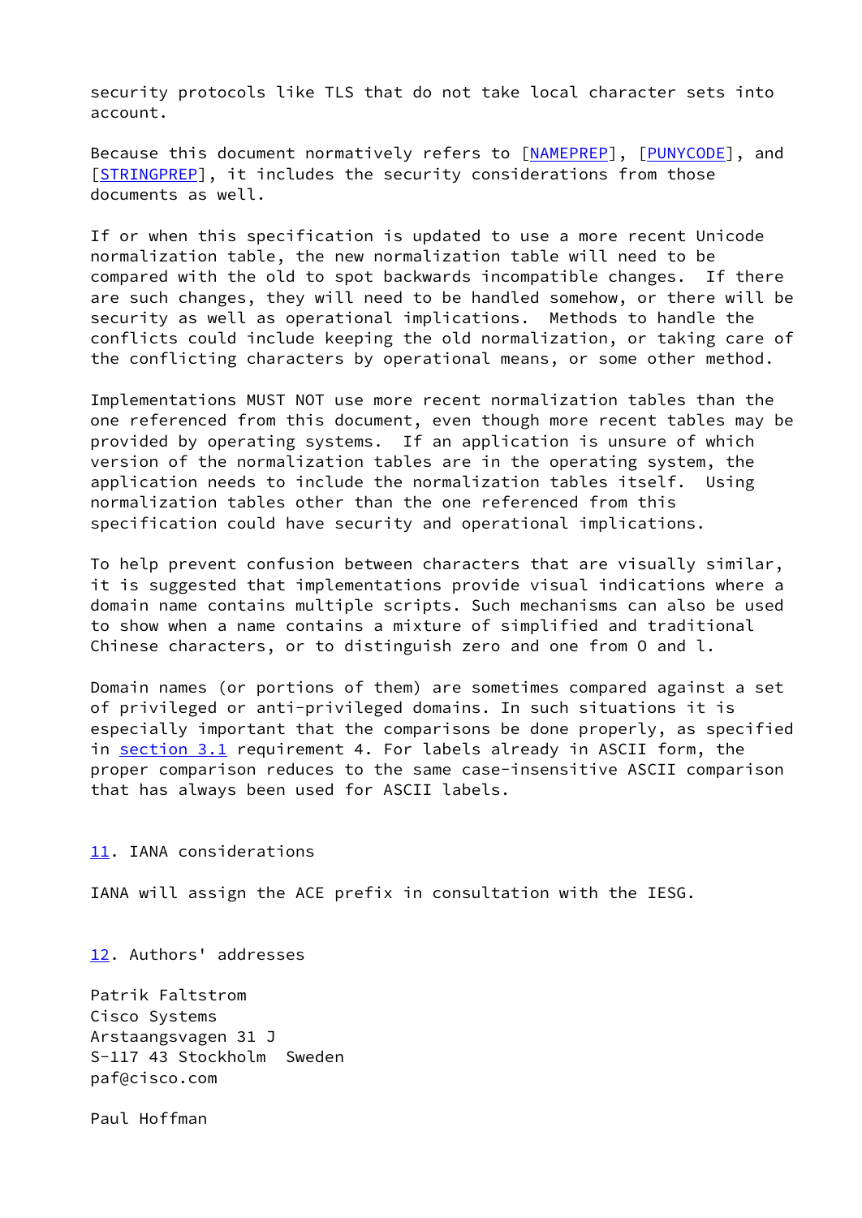security protocols like TLS that do not take local character sets into account.

Because this document normatively refers to [NAMEPREP], [PUNYCODE], and [STRINGPREP], it includes the security considerations from those documents as well.

If or when this specification is updated to use a more recent Unicode normalization table, the new normalization table will need to be compared with the old to spot backwards incompatible changes. If there are such changes, they will need to be handled somehow, or there will be security as well as operational implications. Methods to handle the conflicts could include keeping the old normalization, or taking care of the conflicting characters by operational means, or some other method.

Implementations MUST NOT use more recent normalization tables than the one referenced from this document, even though more recent tables may be provided by operating systems. If an application is unsure of which version of the normalization tables are in the operating system, the application needs to include the normalization tables itself. Using normalization tables other than the one referenced from this specification could have security and operational implications.

To help prevent confusion between characters that are visually similar, it is suggested that implementations provide visual indications where a domain name contains multiple scripts. Such mechanisms can also be used to show when a name contains a mixture of simplified and traditional Chinese characters, or to distinguish zero and one from O and l.

Domain names (or portions of them) are sometimes compared against a set of privileged or anti-privileged domains. In such situations it is especially important that the comparisons be done properly, as specified in section 3.1 requirement 4. For labels already in ASCII form, the proper comparison reduces to the same case-insensitive ASCII comparison that has always been used for ASCII labels.

## 11. IANA considerations

IANA will assign the ACE prefix in consultation with the IESG.

## 12. Authors' addresses

Patrik Faltstrom
Cisco Systems
Arstaangsvagen 31 J
S-117 43 Stockholm  Sweden
paf@cisco.com

Paul Hoffman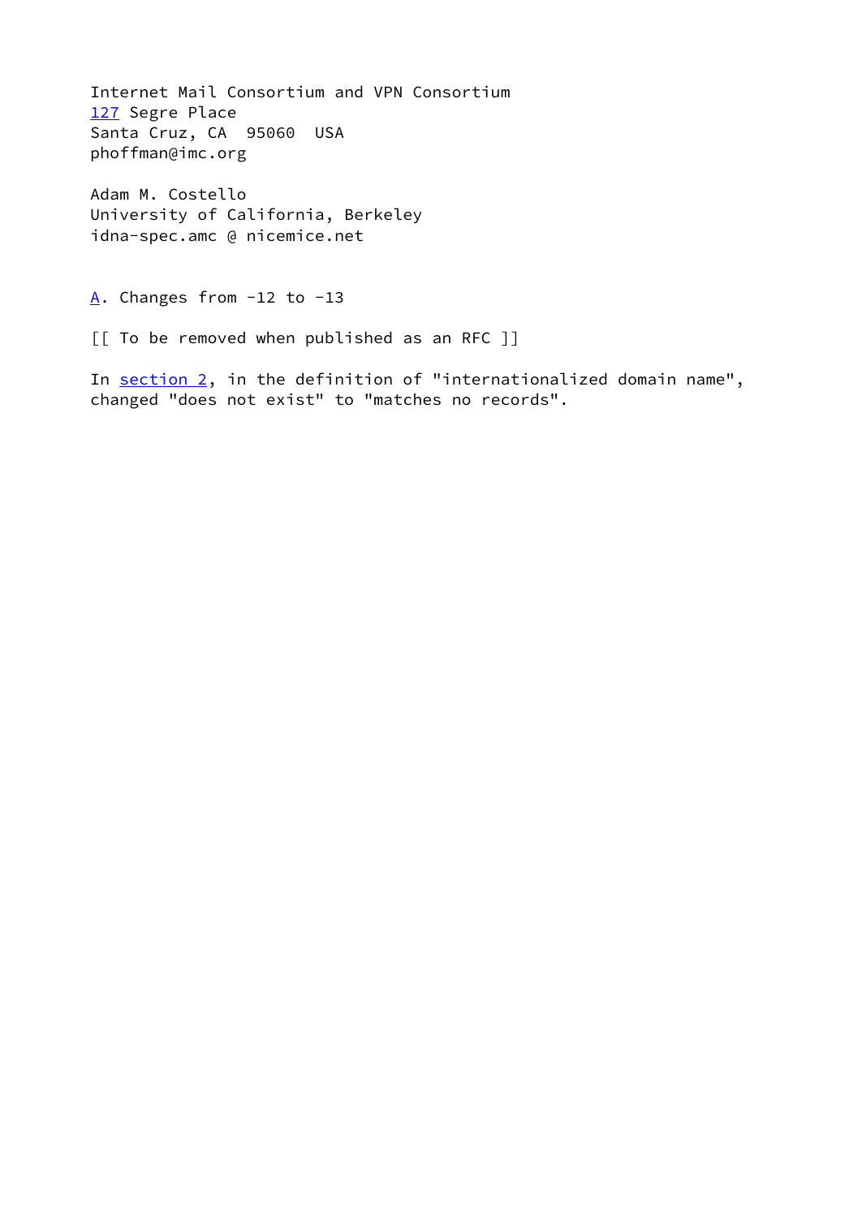Internet Mail Consortium and VPN Consortium
127 Segre Place
Santa Cruz, CA  95060  USA
phoffman@imc.org

Adam M. Costello
University of California, Berkeley
idna-spec.amc @ nicemice.net

## A. Changes from -12 to -13

[[ To be removed when published as an RFC ]]

In section 2, in the definition of "internationalized domain name", changed "does not exist" to "matches no records".